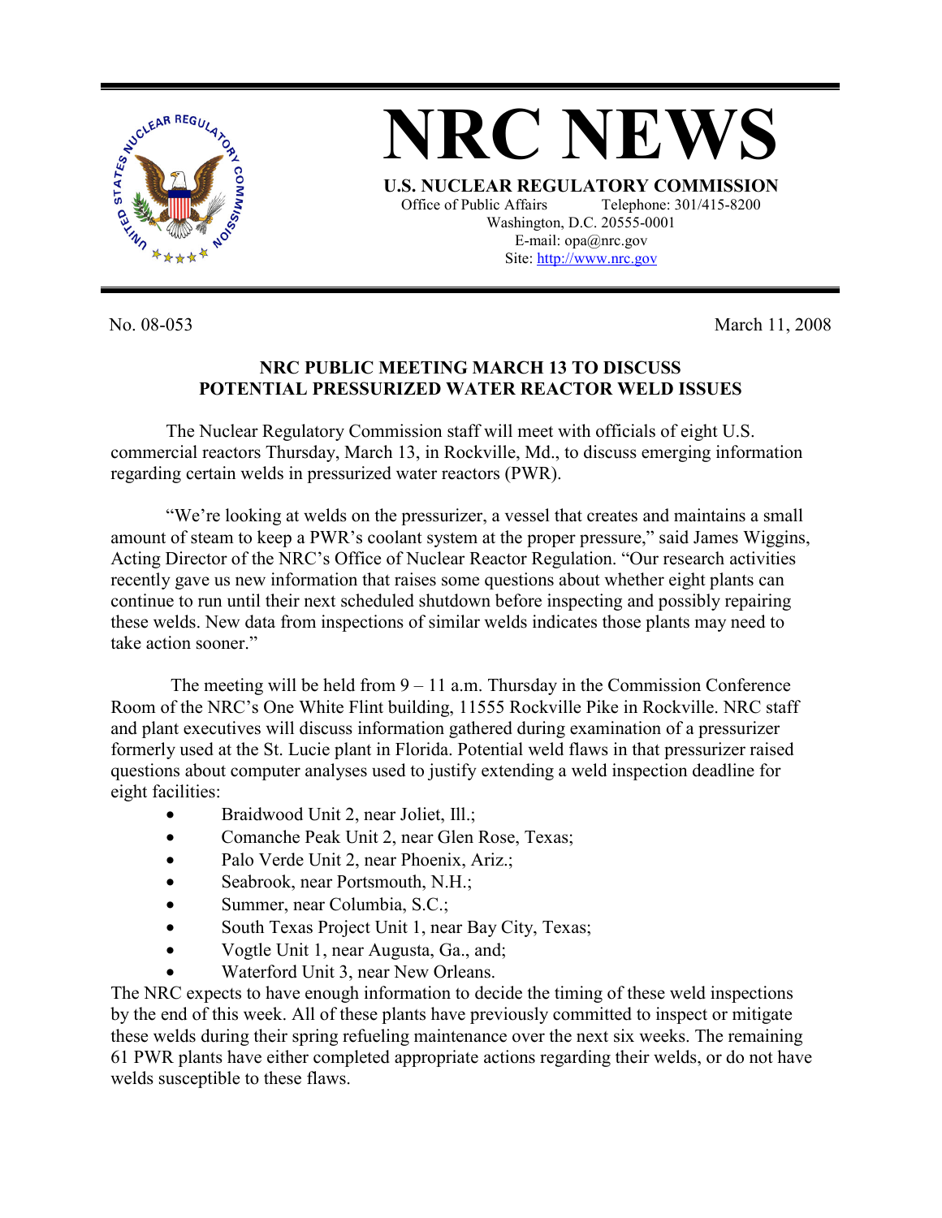# NRC NEWS

**U.S. NUCLEAR REGULATORY COMMISSION**

Office of Public Affairs Telephone: 301/415-8200
Washington, D.C. 20555-0001
E-mail: opa@nrc.gov
Site: http://www.nrc.gov

No. 08-053 March 11, 2008

## NRC PUBLIC MEETING MARCH 13 TO DISCUSS POTENTIAL PRESSURIZED WATER REACTOR WELD ISSUES

The Nuclear Regulatory Commission staff will meet with officials of eight U.S. commercial reactors Thursday, March 13, in Rockville, Md., to discuss emerging information regarding certain welds in pressurized water reactors (PWR).

"We're looking at welds on the pressurizer, a vessel that creates and maintains a small amount of steam to keep a PWR's coolant system at the proper pressure," said James Wiggins, Acting Director of the NRC's Office of Nuclear Reactor Regulation. "Our research activities recently gave us new information that raises some questions about whether eight plants can continue to run until their next scheduled shutdown before inspecting and possibly repairing these welds. New data from inspections of similar welds indicates those plants may need to take action sooner."

The meeting will be held from 9 – 11 a.m. Thursday in the Commission Conference Room of the NRC's One White Flint building, 11555 Rockville Pike in Rockville. NRC staff and plant executives will discuss information gathered during examination of a pressurizer formerly used at the St. Lucie plant in Florida. Potential weld flaws in that pressurizer raised questions about computer analyses used to justify extending a weld inspection deadline for eight facilities:

- Braidwood Unit 2, near Joliet, Ill.;
- Comanche Peak Unit 2, near Glen Rose, Texas;
- Palo Verde Unit 2, near Phoenix, Ariz.;
- Seabrook, near Portsmouth, N.H.;
- Summer, near Columbia, S.C.;
- South Texas Project Unit 1, near Bay City, Texas;
- Vogtle Unit 1, near Augusta, Ga., and;
- Waterford Unit 3, near New Orleans.

The NRC expects to have enough information to decide the timing of these weld inspections by the end of this week. All of these plants have previously committed to inspect or mitigate these welds during their spring refueling maintenance over the next six weeks. The remaining 61 PWR plants have either completed appropriate actions regarding their welds, or do not have welds susceptible to these flaws.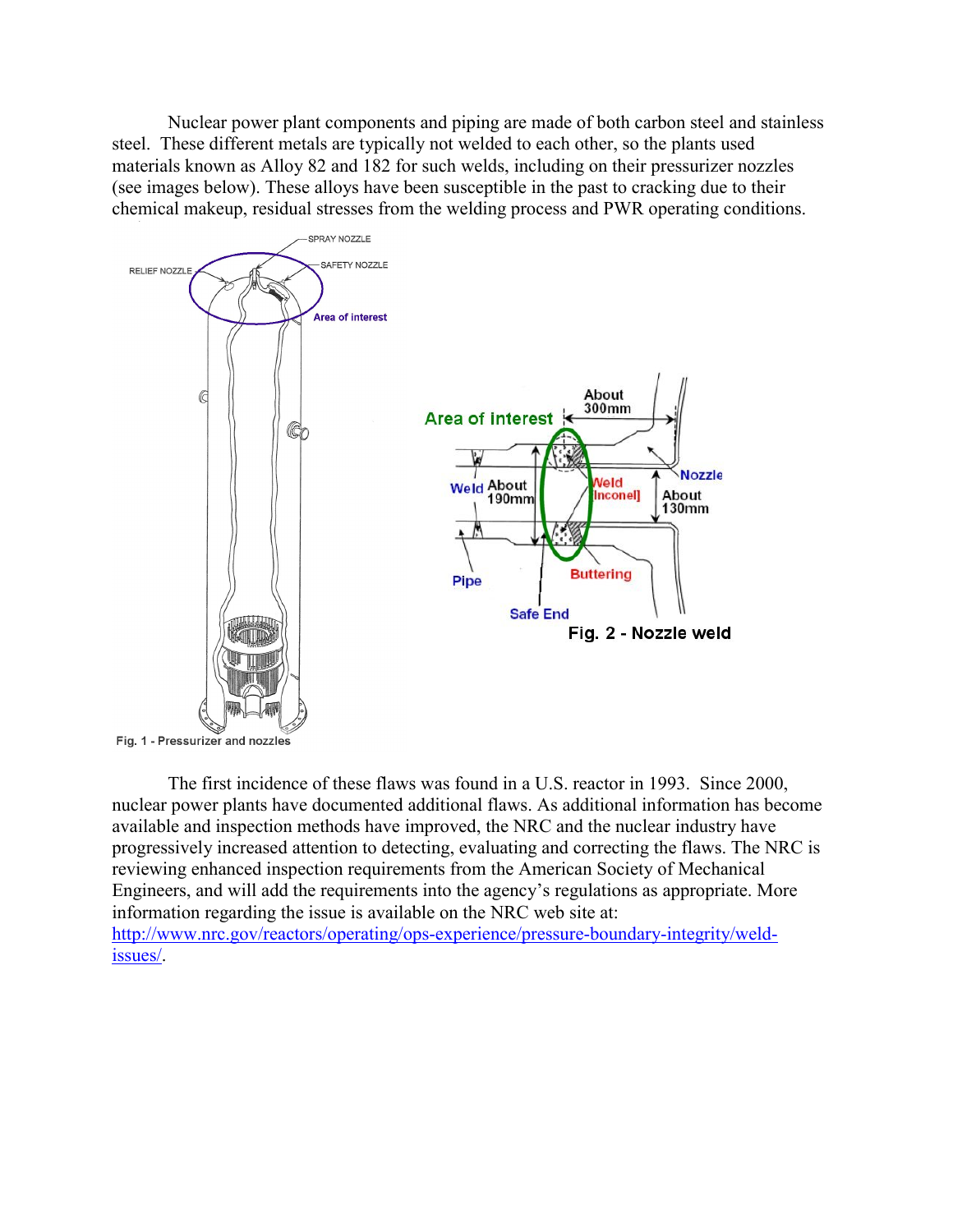Nuclear power plant components and piping are made of both carbon steel and stainless steel. These different metals are typically not welded to each other, so the plants used materials known as Alloy 82 and 182 for such welds, including on their pressurizer nozzles (see images below). These alloys have been susceptible in the past to cracking due to their chemical makeup, residual stresses from the welding process and PWR operating conditions.

Fig. 1 - Pressurizer and nozzles

Fig. 2 - Nozzle weld

The first incidence of these flaws was found in a U.S. reactor in 1993. Since 2000, nuclear power plants have documented additional flaws. As additional information has become available and inspection methods have improved, the NRC and the nuclear industry have progressively increased attention to detecting, evaluating and correcting the flaws. The NRC is reviewing enhanced inspection requirements from the American Society of Mechanical Engineers, and will add the requirements into the agency's regulations as appropriate. More information regarding the issue is available on the NRC web site at: [http://www.nrc.gov/reactors/operating/ops-experience/pressure-boundary-integrity/weld-issues/](http://www.nrc.gov/reactors/operating/ops-experience/pressure-boundary-integrity/weld-issues/).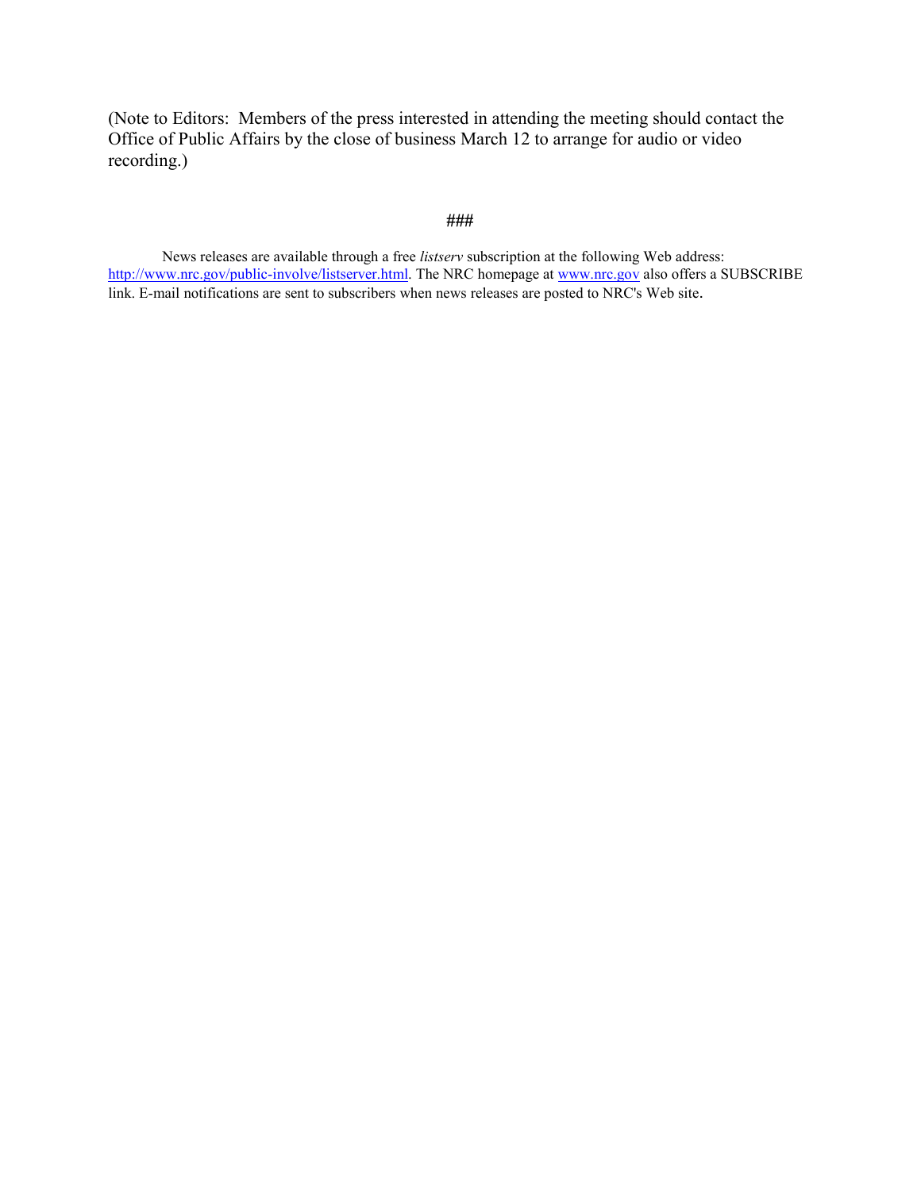(Note to Editors: Members of the press interested in attending the meeting should contact the Office of Public Affairs by the close of business March 12 to arrange for audio or video recording.)

###

News releases are available through a free *listserv* subscription at the following Web address: http://www.nrc.gov/public-involve/listserver.html. The NRC homepage at www.nrc.gov also offers a SUBSCRIBE link. E-mail notifications are sent to subscribers when news releases are posted to NRC's Web site.